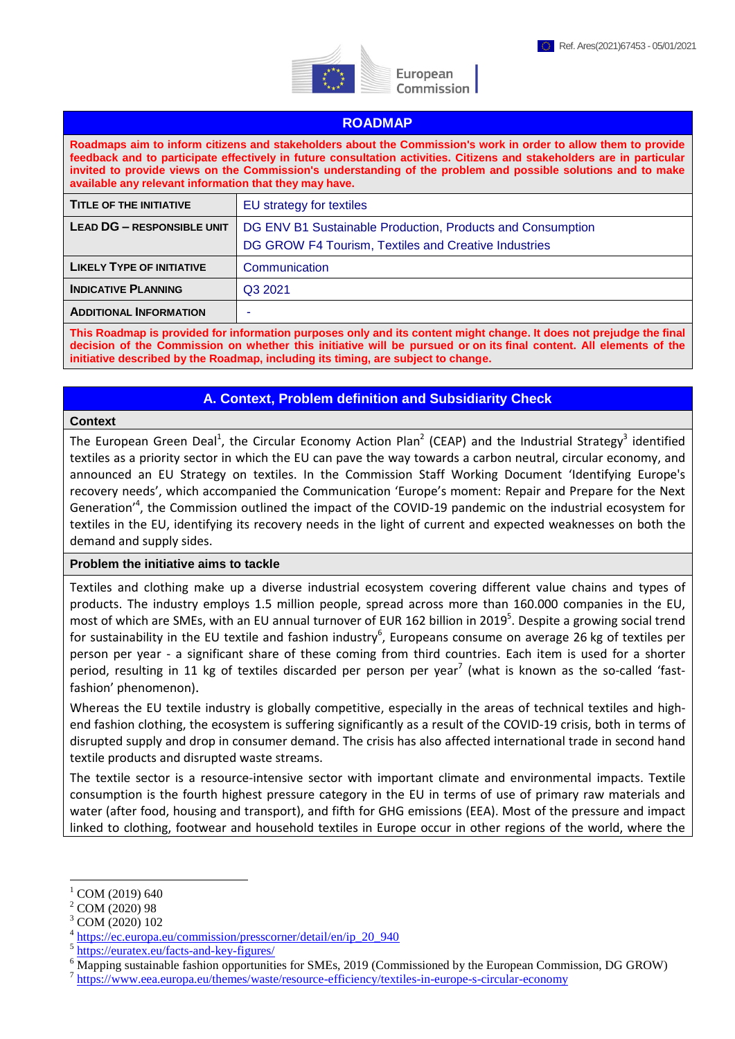Ref. Ares(2021)67453 - 05/01/2021

# ROADMAP

**Roadmaps aim to inform citizens and stakeholders about the Commission's work in order to allow them to provide feedback and to participate effectively in future consultation activities. Citizens and stakeholders are in particular invited to provide views on the Commission's understanding of the problem and possible solutions and to make available any relevant information that they may have.**

| | |
|---|---|
| **TITLE OF THE INITIATIVE** | EU strategy for textiles |
| **LEAD DG – RESPONSIBLE UNIT** | DG ENV B1 Sustainable Production, Products and Consumption<br>DG GROW F4 Tourism, Textiles and Creative Industries |
| **LIKELY TYPE OF INITIATIVE** | Communication |
| **INDICATIVE PLANNING** | Q3 2021 |
| **ADDITIONAL INFORMATION** | - |

**This Roadmap is provided for information purposes only and its content might change. It does not prejudge the final decision of the Commission on whether this initiative will be pursued or on its final content. All elements of the initiative described by the Roadmap, including its timing, are subject to change.**

## A. Context, Problem definition and Subsidiarity Check

### Context

The European Green Deal[1], the Circular Economy Action Plan[2] (CEAP) and the Industrial Strategy[3] identified textiles as a priority sector in which the EU can pave the way towards a carbon neutral, circular economy, and announced an EU Strategy on textiles. In the Commission Staff Working Document 'Identifying Europe's recovery needs', which accompanied the Communication 'Europe's moment: Repair and Prepare for the Next Generation'[4], the Commission outlined the impact of the COVID-19 pandemic on the industrial ecosystem for textiles in the EU, identifying its recovery needs in the light of current and expected weaknesses on both the demand and supply sides.

### Problem the initiative aims to tackle

Textiles and clothing make up a diverse industrial ecosystem covering different value chains and types of products. The industry employs 1.5 million people, spread across more than 160.000 companies in the EU, most of which are SMEs, with an EU annual turnover of EUR 162 billion in 2019[5]. Despite a growing social trend for sustainability in the EU textile and fashion industry[6], Europeans consume on average 26 kg of textiles per person per year - a significant share of these coming from third countries. Each item is used for a shorter period, resulting in 11 kg of textiles discarded per person per year[7] (what is known as the so-called 'fast-fashion' phenomenon).

Whereas the EU textile industry is globally competitive, especially in the areas of technical textiles and high-end fashion clothing, the ecosystem is suffering significantly as a result of the COVID-19 crisis, both in terms of disrupted supply and drop in consumer demand. The crisis has also affected international trade in second hand textile products and disrupted waste streams.

The textile sector is a resource-intensive sector with important climate and environmental impacts. Textile consumption is the fourth highest pressure category in the EU in terms of use of primary raw materials and water (after food, housing and transport), and fifth for GHG emissions (EEA). Most of the pressure and impact linked to clothing, footwear and household textiles in Europe occur in other regions of the world, where the

---

[1] COM (2019) 640
[2] COM (2020) 98
[3] COM (2020) 102
[4] https://ec.europa.eu/commission/presscorner/detail/en/ip_20_940
[5] https://euratex.eu/facts-and-key-figures/
[6] Mapping sustainable fashion opportunities for SMEs, 2019 (Commissioned by the European Commission, DG GROW)
[7] https://www.eea.europa.eu/themes/waste/resource-efficiency/textiles-in-europe-s-circular-economy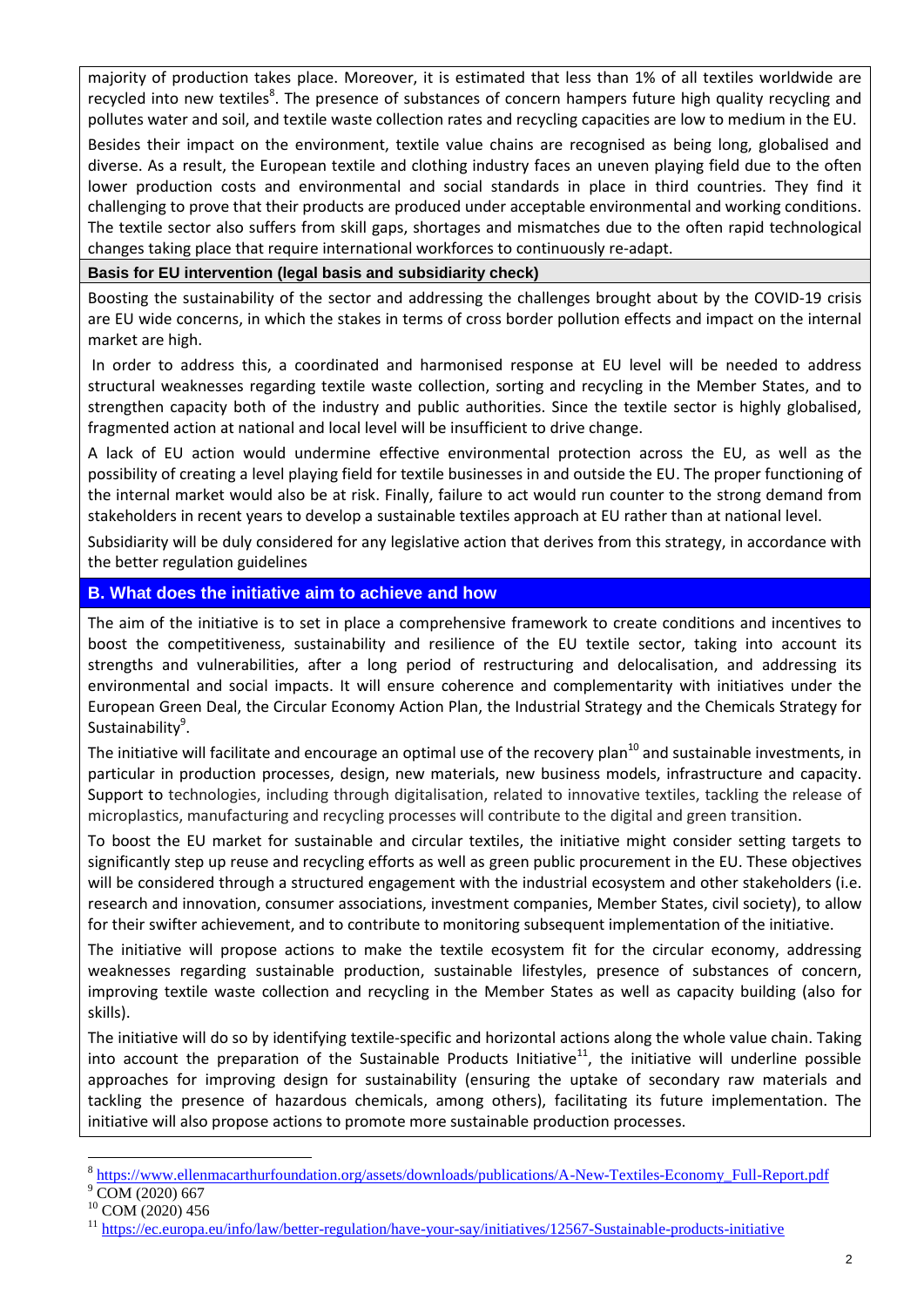majority of production takes place. Moreover, it is estimated that less than 1% of all textiles worldwide are recycled into new textiles[8]. The presence of substances of concern hampers future high quality recycling and pollutes water and soil, and textile waste collection rates and recycling capacities are low to medium in the EU.

Besides their impact on the environment, textile value chains are recognised as being long, globalised and diverse. As a result, the European textile and clothing industry faces an uneven playing field due to the often lower production costs and environmental and social standards in place in third countries. They find it challenging to prove that their products are produced under acceptable environmental and working conditions. The textile sector also suffers from skill gaps, shortages and mismatches due to the often rapid technological changes taking place that require international workforces to continuously re-adapt.

**Basis for EU intervention (legal basis and subsidiarity check)**

Boosting the sustainability of the sector and addressing the challenges brought about by the COVID-19 crisis are EU wide concerns, in which the stakes in terms of cross border pollution effects and impact on the internal market are high.

In order to address this, a coordinated and harmonised response at EU level will be needed to address structural weaknesses regarding textile waste collection, sorting and recycling in the Member States, and to strengthen capacity both of the industry and public authorities. Since the textile sector is highly globalised, fragmented action at national and local level will be insufficient to drive change.

A lack of EU action would undermine effective environmental protection across the EU, as well as the possibility of creating a level playing field for textile businesses in and outside the EU. The proper functioning of the internal market would also be at risk. Finally, failure to act would run counter to the strong demand from stakeholders in recent years to develop a sustainable textiles approach at EU rather than at national level.

Subsidiarity will be duly considered for any legislative action that derives from this strategy, in accordance with the better regulation guidelines

## B. What does the initiative aim to achieve and how

The aim of the initiative is to set in place a comprehensive framework to create conditions and incentives to boost the competitiveness, sustainability and resilience of the EU textile sector, taking into account its strengths and vulnerabilities, after a long period of restructuring and delocalisation, and addressing its environmental and social impacts. It will ensure coherence and complementarity with initiatives under the European Green Deal, the Circular Economy Action Plan, the Industrial Strategy and the Chemicals Strategy for Sustainability[9].

The initiative will facilitate and encourage an optimal use of the recovery plan[10] and sustainable investments, in particular in production processes, design, new materials, new business models, infrastructure and capacity. Support to technologies, including through digitalisation, related to innovative textiles, tackling the release of microplastics, manufacturing and recycling processes will contribute to the digital and green transition.

To boost the EU market for sustainable and circular textiles, the initiative might consider setting targets to significantly step up reuse and recycling efforts as well as green public procurement in the EU. These objectives will be considered through a structured engagement with the industrial ecosystem and other stakeholders (i.e. research and innovation, consumer associations, investment companies, Member States, civil society), to allow for their swifter achievement, and to contribute to monitoring subsequent implementation of the initiative.

The initiative will propose actions to make the textile ecosystem fit for the circular economy, addressing weaknesses regarding sustainable production, sustainable lifestyles, presence of substances of concern, improving textile waste collection and recycling in the Member States as well as capacity building (also for skills).

The initiative will do so by identifying textile-specific and horizontal actions along the whole value chain. Taking into account the preparation of the Sustainable Products Initiative[11], the initiative will underline possible approaches for improving design for sustainability (ensuring the uptake of secondary raw materials and tackling the presence of hazardous chemicals, among others), facilitating its future implementation. The initiative will also propose actions to promote more sustainable production processes.

---

[8] https://www.ellenmacarthurfoundation.org/assets/downloads/publications/A-New-Textiles-Economy_Full-Report.pdf

[9] COM (2020) 667

[10] COM (2020) 456

[11] https://ec.europa.eu/info/law/better-regulation/have-your-say/initiatives/12567-Sustainable-products-initiative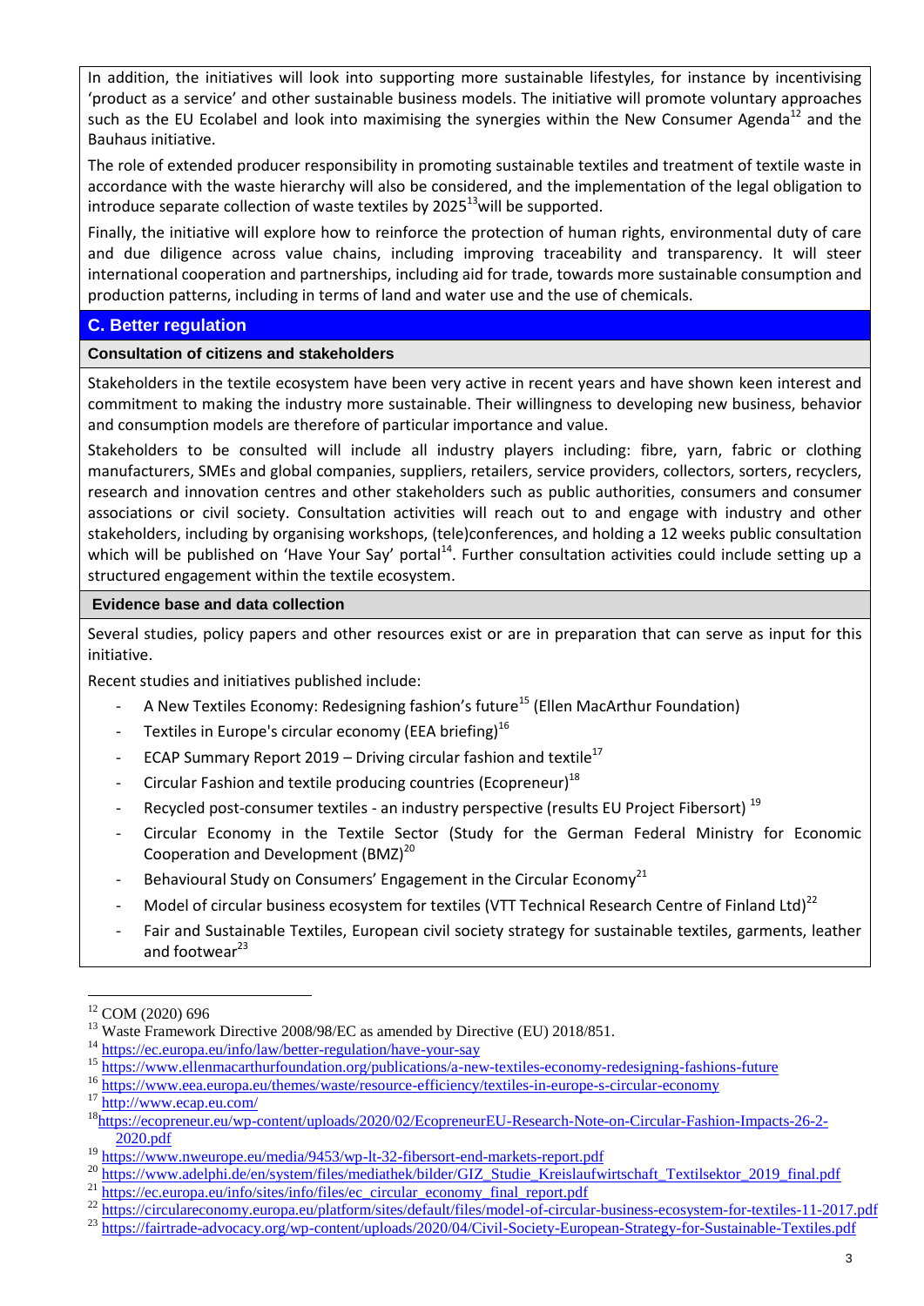In addition, the initiatives will look into supporting more sustainable lifestyles, for instance by incentivising 'product as a service' and other sustainable business models. The initiative will promote voluntary approaches such as the EU Ecolabel and look into maximising the synergies within the New Consumer Agenda[12] and the Bauhaus initiative.

The role of extended producer responsibility in promoting sustainable textiles and treatment of textile waste in accordance with the waste hierarchy will also be considered, and the implementation of the legal obligation to introduce separate collection of waste textiles by 2025[13] will be supported.

Finally, the initiative will explore how to reinforce the protection of human rights, environmental duty of care and due diligence across value chains, including improving traceability and transparency. It will steer international cooperation and partnerships, including aid for trade, towards more sustainable consumption and production patterns, including in terms of land and water use and the use of chemicals.

## C. Better regulation

### Consultation of citizens and stakeholders

Stakeholders in the textile ecosystem have been very active in recent years and have shown keen interest and commitment to making the industry more sustainable. Their willingness to developing new business, behavior and consumption models are therefore of particular importance and value.

Stakeholders to be consulted will include all industry players including: fibre, yarn, fabric or clothing manufacturers, SMEs and global companies, suppliers, retailers, service providers, collectors, sorters, recyclers, research and innovation centres and other stakeholders such as public authorities, consumers and consumer associations or civil society. Consultation activities will reach out to and engage with industry and other stakeholders, including by organising workshops, (tele)conferences, and holding a 12 weeks public consultation which will be published on 'Have Your Say' portal[14]. Further consultation activities could include setting up a structured engagement within the textile ecosystem.

### Evidence base and data collection

Several studies, policy papers and other resources exist or are in preparation that can serve as input for this initiative.

Recent studies and initiatives published include:

- A New Textiles Economy: Redesigning fashion's future[15] (Ellen MacArthur Foundation)
- Textiles in Europe's circular economy (EEA briefing)[16]
- ECAP Summary Report 2019 – Driving circular fashion and textile[17]
- Circular Fashion and textile producing countries (Ecopreneur)[18]
- Recycled post-consumer textiles - an industry perspective (results EU Project Fibersort) [19]
- Circular Economy in the Textile Sector (Study for the German Federal Ministry for Economic Cooperation and Development (BMZ)[20]
- Behavioural Study on Consumers' Engagement in the Circular Economy[21]
- Model of circular business ecosystem for textiles (VTT Technical Research Centre of Finland Ltd)[22]
- Fair and Sustainable Textiles, European civil society strategy for sustainable textiles, garments, leather and footwear[23]

---

[12] COM (2020) 696

[13] Waste Framework Directive 2008/98/EC as amended by Directive (EU) 2018/851.

[14] https://ec.europa.eu/info/law/better-regulation/have-your-say

[15] https://www.ellenmacarthurfoundation.org/publications/a-new-textiles-economy-redesigning-fashions-future

[16] https://www.eea.europa.eu/themes/waste/resource-efficiency/textiles-in-europe-s-circular-economy

[17] http://www.ecap.eu.com/

[18] https://ecopreneur.eu/wp-content/uploads/2020/02/EcopreneurEU-Research-Note-on-Circular-Fashion-Impacts-26-2-2020.pdf

[19] https://www.nweurope.eu/media/9453/wp-lt-32-fibersort-end-markets-report.pdf

[20] https://www.adelphi.de/en/system/files/mediathek/bilder/GIZ_Studie_Kreislaufwirtschaft_Textilsektor_2019_final.pdf

[21] https://ec.europa.eu/info/sites/info/files/ec_circular_economy_final_report.pdf

[22] https://circulareconomy.europa.eu/platform/sites/default/files/model-of-circular-business-ecosystem-for-textiles-11-2017.pdf

[23] https://fairtrade-advocacy.org/wp-content/uploads/2020/04/Civil-Society-European-Strategy-for-Sustainable-Textiles.pdf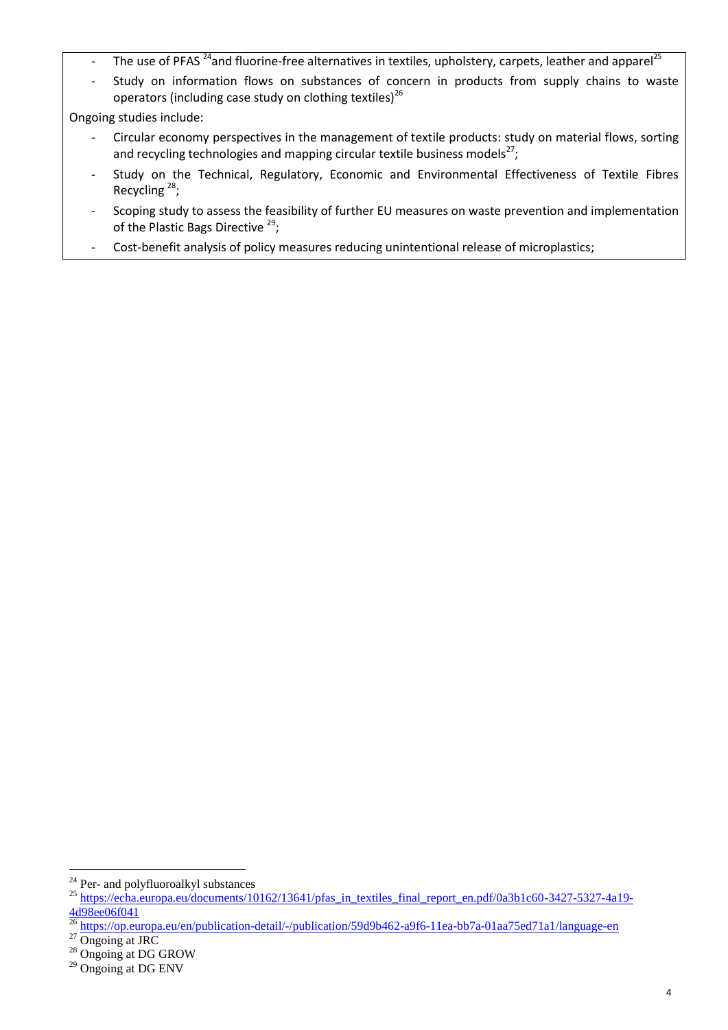- The use of PFAS [24] and fluorine-free alternatives in textiles, upholstery, carpets, leather and apparel[25]
- Study on information flows on substances of concern in products from supply chains to waste operators (including case study on clothing textiles)[26]

Ongoing studies include:

- Circular economy perspectives in the management of textile products: study on material flows, sorting and recycling technologies and mapping circular textile business models[27];
- Study on the Technical, Regulatory, Economic and Environmental Effectiveness of Textile Fibres Recycling [28];
- Scoping study to assess the feasibility of further EU measures on waste prevention and implementation of the Plastic Bags Directive [29];
- Cost-benefit analysis of policy measures reducing unintentional release of microplastics;

---

[24] Per- and polyfluoroalkyl substances

[25] https://echa.europa.eu/documents/10162/13641/pfas_in_textiles_final_report_en.pdf/0a3b1c60-3427-5327-4a19-4d98ee06f041

[26] https://op.europa.eu/en/publication-detail/-/publication/59d9b462-a9f6-11ea-bb7a-01aa75ed71a1/language-en

[27] Ongoing at JRC

[28] Ongoing at DG GROW

[29] Ongoing at DG ENV